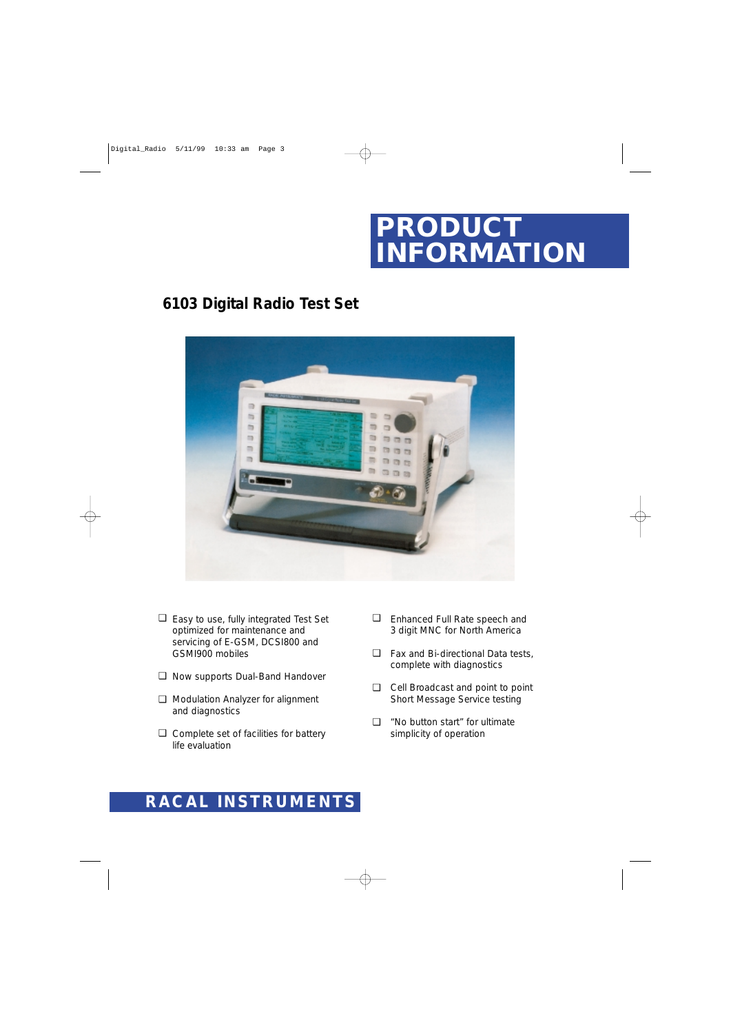# PRODUCT INFORMATION

## 6103 Digital Radio Test Set

- Easy to use, fully integrated Test Set optimized for maintenance and servicing of E-GSM, DCS1800 and GSM900 mobiles
- Now supports Dual-Band Handover
- Modulation Analyzer for alignment and diagnostics
- Complete set of facilities for battery life evaluation
- Enhanced Full Rate speech and 3 digit MNC for North America
- Fax and Bi-directional Data tests, complete with diagnostics
- Cell Broadcast and point to point Short Message Service testing
- “No button start” for ultimate simplicity of operation

**RACAL INSTRUMENTS**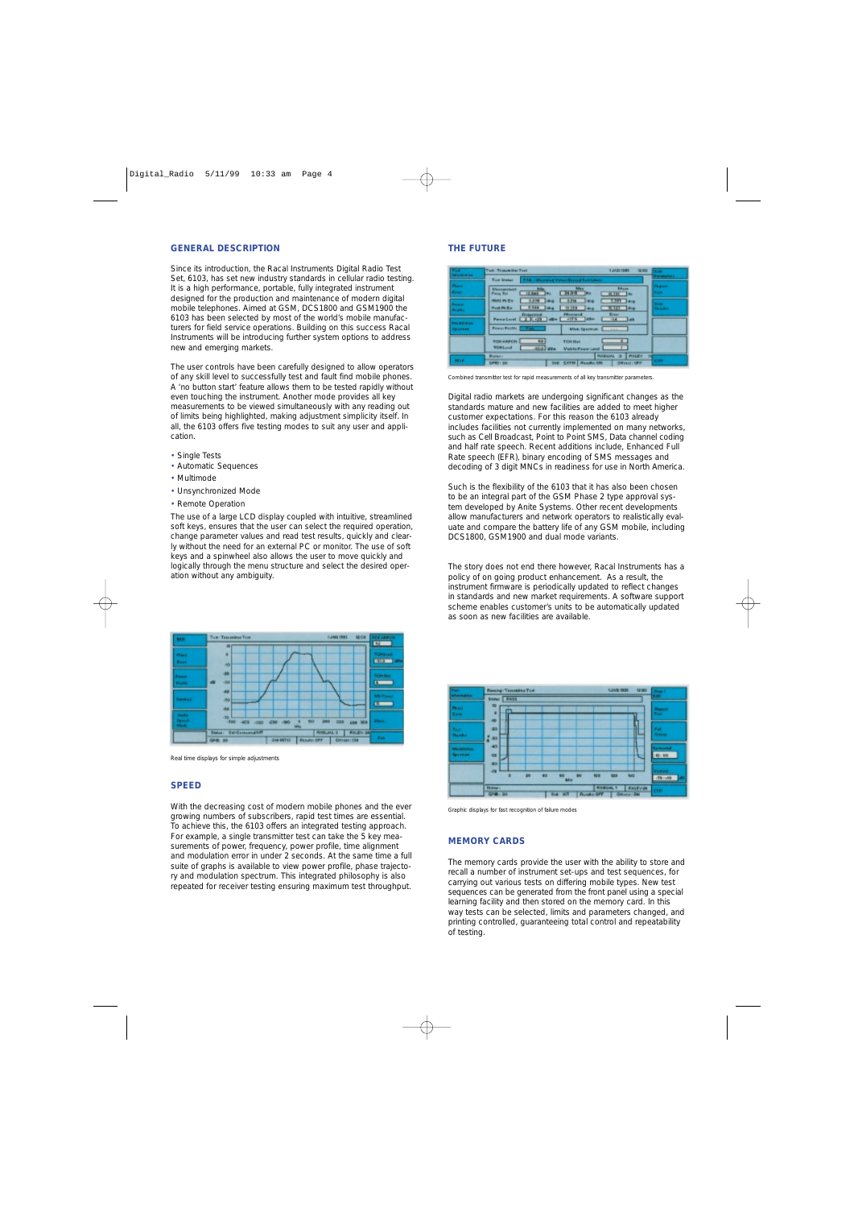## GENERAL DESCRIPTION

Since its introduction, the Racal Instruments Digital Radio Test Set, 6103, has set new industry standards in cellular radio testing. It is a high performance, portable, fully integrated instrument designed for the production and maintenance of modern digital mobile telephones. Aimed at GSM, DCS1800 and GSM1900 the 6103 has been selected by most of the world's mobile manufacturers for field service operations. Building on this success Racal Instruments will be introducing further system options to address new and emerging markets.

The user controls have been carefully designed to allow operators of any skill level to successfully test and fault find mobile phones. A 'no button start' feature allows them to be tested rapidly without even touching the instrument. Another mode provides all key measurements to be viewed simultaneously with any reading out of limits being highlighted, making adjustment simplicity itself. In all, the 6103 offers five testing modes to suit any user and application.

- Single Tests
- Automatic Sequences
- Multimode
- Unsynchronized Mode
- Remote Operation

The use of a large LCD display coupled with intuitive, streamlined soft keys, ensures that the user can select the required operation, change parameter values and read test results, quickly and clearly without the need for an external PC or monitor. The use of soft keys and a spinwheel also allows the user to move quickly and logically through the menu structure and select the desired operation without any ambiguity.

Real time displays for simple adjustments

## SPEED

With the decreasing cost of modern mobile phones and the ever growing numbers of subscribers, rapid test times are essential. To achieve this, the 6103 offers an integrated testing approach. For example, a single transmitter test can take the 5 key measurements of power, frequency, power profile, time alignment and modulation error in under 2 seconds. At the same time a full suite of graphs is available to view power profile, phase trajectory and modulation spectrum. This integrated philosophy is also repeated for receiver testing ensuring maximum test throughput.

## THE FUTURE

Combined transmitter test for rapid measurements of all key transmitter parameters.

Digital radio markets are undergoing significant changes as the standards mature and new facilities are added to meet higher customer expectations. For this reason the 6103 already includes facilities not currently implemented on many networks, such as Cell Broadcast, Point to Point SMS, Data channel coding and half rate speech. Recent additions include, Enhanced Full Rate speech (EFR), binary encoding of SMS messages and decoding of 3 digit MNCs in readiness for use in North America.

Such is the flexibility of the 6103 that it has also been chosen to be an integral part of the GSM Phase 2 type approval system developed by Anite Systems. Other recent developments allow manufacturers and network operators to realistically evaluate and compare the battery life of any GSM mobile, including DCS1800, GSM1900 and dual mode variants.

The story does not end there however, Racal Instruments has a policy of on going product enhancement. As a result, the instrument firmware is periodically updated to reflect changes in standards and new market requirements. A software support scheme enables customer's units to be automatically updated as soon as new facilities are available.

Graphic displays for fast recognition of failure modes

## MEMORY CARDS

The memory cards provide the user with the ability to store and recall a number of instrument set-ups and test sequences, for carrying out various tests on differing mobile types. New test sequences can be generated from the front panel using a special learning facility and then stored on the memory card. In this way tests can be selected, limits and parameters changed, and printing controlled, guaranteeing total control and repeatability of testing.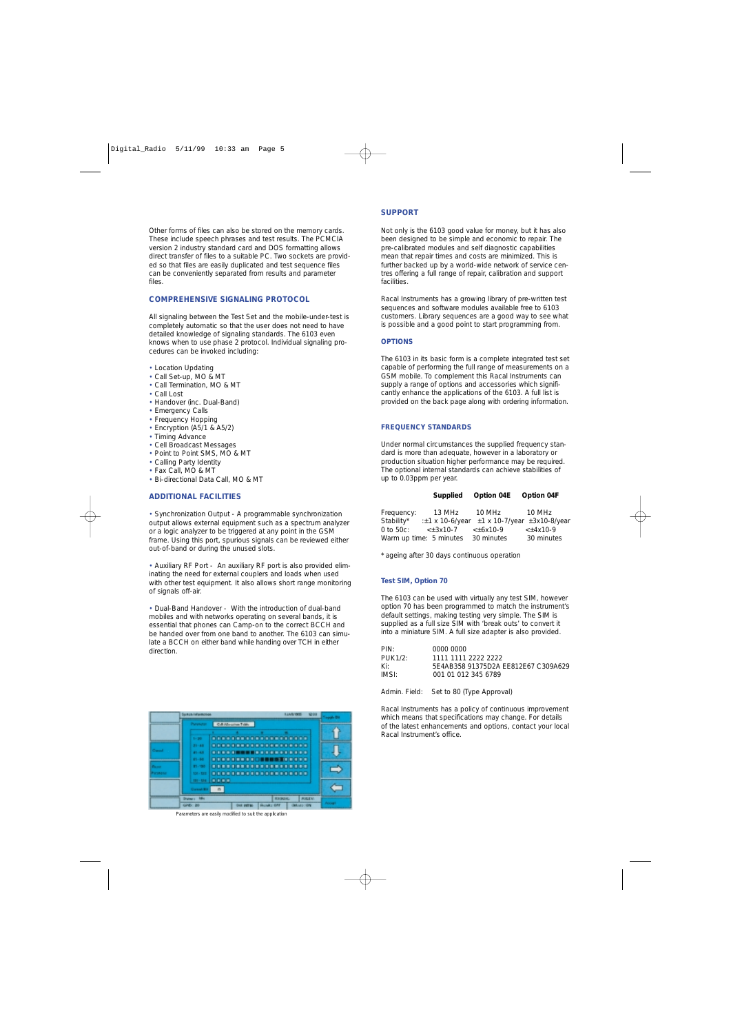Other forms of files can also be stored on the memory cards. These include speech phrases and test results. The PCMCIA version 2 industry standard card and DOS formatting allows direct transfer of files to a suitable PC. Two sockets are provided so that files are easily duplicated and test sequence files can be conveniently separated from results and parameter files.

## COMPREHENSIVE SIGNALING PROTOCOL

All signaling between the Test Set and the mobile-under-test is completely automatic so that the user does not need to have detailed knowledge of signaling standards. The 6103 even knows when to use phase 2 protocol. Individual signaling procedures can be invoked including:

- Location Updating
- Call Set-up, MO & MT
- Call Termination, MO & MT
- Call Lost
- Handover (inc. Dual-Band)
- Emergency Calls
- Frequency Hopping
- Encryption (A5/1 & A5/2)
- Timing Advance
- Cell Broadcast Messages
- Point to Point SMS, MO & MT
- Calling Party Identity
- Fax Call, MO & MT
- Bi-directional Data Call, MO & MT

## ADDITIONAL FACILITIES

• Synchronization Output - A programmable synchronization output allows external equipment such as a spectrum analyzer or a logic analyzer to be triggered at any point in the GSM frame. Using this port, spurious signals can be reviewed either out-of-band or during the unused slots.

• Auxiliary RF Port - An auxiliary RF port is also provided eliminating the need for external couplers and loads when used with other test equipment. It also allows short range monitoring of signals off-air.

• Dual-Band Handover - With the introduction of dual-band mobiles and with networks operating on several bands, it is essential that phones can Camp-on to the correct BCCH and be handed over from one band to another. The 6103 can simulate a BCCH on either band while handing over TCH in either direction.

Parameters are easily modified to suit the application

## SUPPORT

Not only is the 6103 good value for money, but it has also been designed to be simple and economic to repair. The pre-calibrated modules and self diagnostic capabilities mean that repair times and costs are minimized. This is further backed up by a world-wide network of service centres offering a full range of repair, calibration and support facilities.

Racal Instruments has a growing library of pre-written test sequences and software modules available free to 6103 customers. Library sequences are a good way to see what is possible and a good point to start programming from.

## OPTIONS

The 6103 in its basic form is a complete integrated test set capable of performing the full range of measurements on a GSM mobile. To complement this Racal Instruments can supply a range of options and accessories which significantly enhance the applications of the 6103. A full list is provided on the back page along with ordering information.

## FREQUENCY STANDARDS

Under normal circumstances the supplied frequency standard is more than adequate, however in a laboratory or production situation higher performance may be required. The optional internal standards can achieve stabilities of up to 0.03ppm per year.

| | Supplied | Option 04E | Option 04F |
|---|---|---|---|
| Frequency: | 13 MHz | 10 MHz | 10 MHz |
| Stability* | :±1 x 10-6/year | ±1 x 10-7/year | ±3x10-8/year |
| 0 to 50c: | <±3x10-7 | <±6x10-9 | <±4x10-9 |
| Warm up time: | 5 minutes | 30 minutes | 30 minutes |

* ageing after 30 days continuous operation

### Test SIM, Option 70

The 6103 can be used with virtually any test SIM, however option 70 has been programmed to match the instrument's default settings, making testing very simple. The SIM is supplied as a full size SIM with 'break outs' to convert it into a miniature SIM. A full size adapter is also provided.

| | |
|---|---|
| PIN: | 0000 0000 |
| PUK1/2: | 1111 1111 2222 2222 |
| Ki: | 5E4AB358 91375D2A EE812E67 C309A629 |
| IMSI: | 001 01 012 345 6789 |

Admin. Field: Set to 80 (Type Approval)

Racal Instruments has a policy of continuous improvement which means that specifications may change. For details of the latest enhancements and options, contact your local Racal Instrument's office.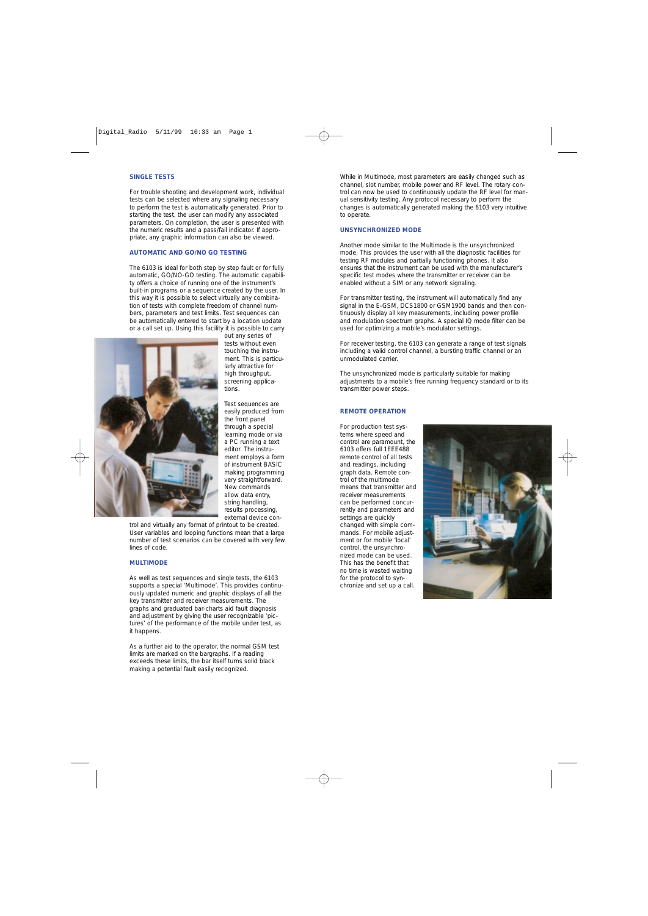## SINGLE TESTS

For trouble shooting and development work, individual tests can be selected where any signaling necessary to perform the test is automatically generated. Prior to starting the test, the user can modify any associated parameters. On completion, the user is presented with the numeric results and a pass/fail indicator. If appropriate, any graphic information can also be viewed.

## AUTOMATIC AND GO/NO GO TESTING

The 6103 is ideal for both step by step fault or for fully automatic, GO/NO-GO testing. The automatic capability offers a choice of running one of the instrument's built-in programs or a sequence created by the user. In this way it is possible to select virtually any combination of tests with complete freedom of channel numbers, parameters and test limits. Test sequences can be automatically entered to start by a location update or a call set up. Using this facility it is possible to carry out any series of tests without even touching the instrument. This is particularly attractive for high throughput, screening applications.

Test sequences are easily produced from the front panel through a special learning mode or via a PC running a text editor. The instrument employs a form of instrument BASIC making programming very straightforward. New commands allow data entry, string handling, results processing, external device control and virtually any format of printout to be created. User variables and looping functions mean that a large number of test scenarios can be covered with very few lines of code.

## MULTIMODE

As well as test sequences and single tests, the 6103 supports a special 'Multimode'. This provides continuously updated numeric and graphic displays of all the key transmitter and receiver measurements. The graphs and graduated bar-charts aid fault diagnosis and adjustment by giving the user recognizable 'pictures' of the performance of the mobile under test, as it happens.

As a further aid to the operator, the normal GSM test limits are marked on the bargraphs. If a reading exceeds these limits, the bar itself turns solid black making a potential fault easily recognized.

While in Multimode, most parameters are easily changed such as channel, slot number, mobile power and RF level. The rotary control can now be used to continuously update the RF level for manual sensitivity testing. Any protocol necessary to perform the changes is automatically generated making the 6103 very intuitive to operate.

## UNSYNCHRONIZED MODE

Another mode similar to the Multimode is the unsynchronized mode. This provides the user with all the diagnostic facilities for testing RF modules and partially functioning phones. It also ensures that the instrument can be used with the manufacturer's specific test modes where the transmitter or receiver can be enabled without a SIM or any network signaling.

For transmitter testing, the instrument will automatically find any signal in the E-GSM, DCS1800 or GSM1900 bands and then continuously display all key measurements, including power profile and modulation spectrum graphs. A special IQ mode filter can be used for optimizing a mobile's modulator settings.

For receiver testing, the 6103 can generate a range of test signals including a valid control channel, a bursting traffic channel or an unmodulated carrier.

The unsynchronized mode is particularly suitable for making adjustments to a mobile's free running frequency standard or to its transmitter power steps.

## REMOTE OPERATION

For production test systems where speed and control are paramount, the 6103 offers full 1EEE488 remote control of all tests and readings, including graph data. Remote control of the multimode means that transmitter and receiver measurements can be performed concurrently and parameters and settings are quickly changed with simple commands. For mobile adjustment or for mobile 'local' control, the unsynchronized mode can be used. This has the benefit that no time is wasted waiting for the protocol to synchronize and set up a call.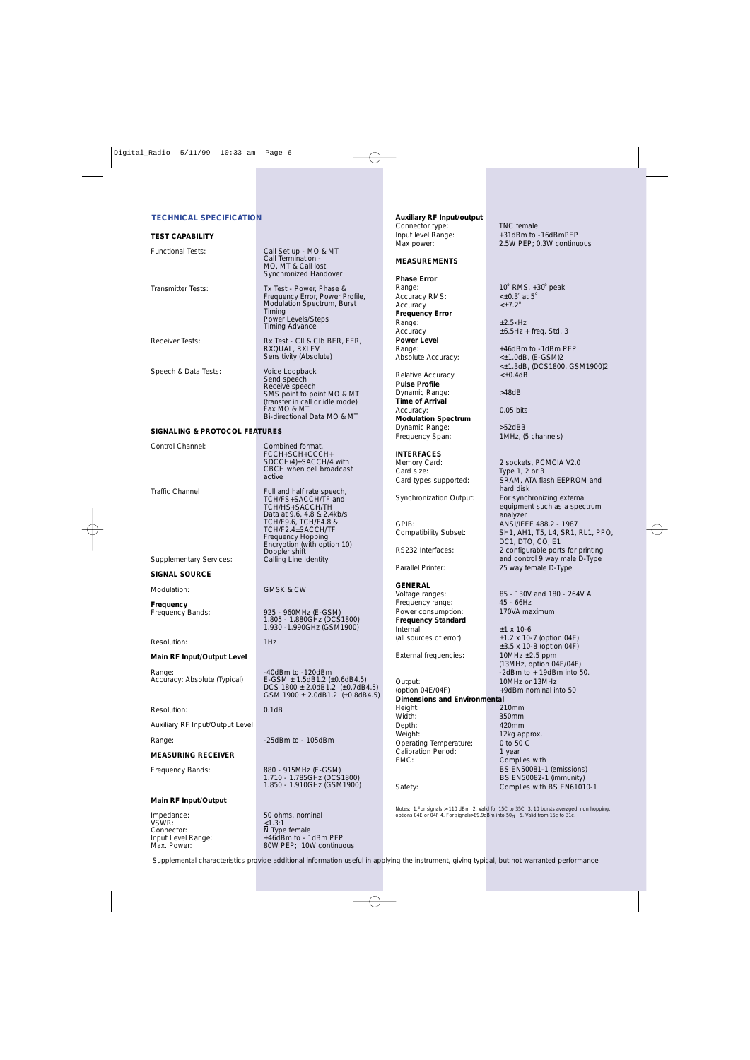## TECHNICAL SPECIFICATION

### TEST CAPABILITY

| | |
|---|---|
| Functional Tests: | Call Set up - MO & MT<br>Call Termination - MO, MT & Call lost<br>Synchronized Handover |
| Transmitter Tests: | Tx Test - Power, Phase & Frequency Error, Power Profile, Modulation Spectrum, Burst Timing<br>Power Levels/Steps<br>Timing Advance |
| Receiver Tests: | Rx Test - CII & CIb BER, FER, RXQUAL, RXLEV<br>Sensitivity (Absolute) |
| Speech & Data Tests: | Voice Loopback<br>Send speech<br>Receive speech<br>SMS point to point MO & MT (transfer in call or idle mode)<br>Fax MO & MT<br>Bi-directional Data MO & MT |

### SIGNALING & PROTOCOL FEATURES

| | |
|---|---|
| Control Channel: | Combined format, FCCH+SCH+CCCH+ SDCCH(4)+SACCH/4 with CBCH when cell broadcast active |
| Traffic Channel | Full and half rate speech, TCH/FS+SACCH/TF and TCH/HS+SACCH/TH<br>Data at 9.6, 4.8 & 2.4kb/s TCH/F9.6, TCH/F4.8 & TCH/F2.4±SACCH/TF<br>Frequency Hopping<br>Encryption (with option 10)<br>Doppler shift |
| Supplementary Services: | Calling Line Identity |

### SIGNAL SOURCE

| | |
|---|---|
| Modulation: | GMSK & CW |
| **Frequency** | |
| Frequency Bands: | 925 - 960MHz (E-GSM)<br>1.805 - 1.880GHz (DCS1800)<br>1.930 -1.990GHz (GSM1900) |
| Resolution: | 1Hz |

**Main RF Input/Output Level**

| | |
|---|---|
| Range: | -40dBm to -120dBm |
| Accuracy: Absolute (Typical) | E-GSM ± 1.5dB1.2 (±0.6dB4.5)<br>DCS 1800 ± 2.0dB1.2 (±0.7dB4.5)<br>GSM 1900 ± 2.0dB1.2 (±0.8dB4.5) |
| Resolution: | 0.1dB |

**Auxiliary RF Input/Output Level**

| | |
|---|---|
| Range: | -25dBm to - 105dBm |

### MEASURING RECEIVER

| | |
|---|---|
| Frequency Bands: | 880 - 915MHz (E-GSM)<br>1.710 - 1.785GHz (DCS1800)<br>1.850 - 1.910GHz (GSM1900) |

**Main RF Input/Output**

| | |
|---|---|
| Impedance: | 50 ohms, nominal |
| VSWR: | <1.3:1 |
| Connector: | N Type female |
| Input Level Range: | +46dBm to - 1dBm PEP |
| Max. Power: | 80W PEP; 10W continuous |

**Auxiliary RF Input/output**

| | |
|---|---|
| Connector type: | TNC female |
| Input level Range: | +31dBm to -16dBmPEP |
| Max power: | 2.5W PEP; 0.3W continuous |

### MEASUREMENTS

| | |
|---|---|
| **Phase Error** | |
| Range: | 10° RMS, +30° peak |
| Accuracy RMS: | <±0.3° at 5° |
| Accuracy | <±7.2° |
| **Frequency Error** | |
| Range: | ±2.5kHz |
| Accuracy | ±6.5Hz + freq. Std. 3 |
| **Power Level** | |
| Range: | +46dBm to -1dBm PEP |
| Absolute Accuracy: | <±1.0dB, (E-GSM)2<br><±1.3dB, (DCS1800, GSM1900)2 |
| Relative Accuracy | <±0.4dB |
| **Pulse Profile** | |
| Dynamic Range: | >48dB |
| **Time of Arrival** | |
| Accuracy: | 0.05 bits |
| **Modulation Spectrum** | |
| Dynamic Range: | >52dB3 |
| Frequency Span: | 1MHz, (5 channels) |

### INTERFACES

| | |
|---|---|
| Memory Card: | 2 sockets, PCMCIA V2.0 |
| Card size: | Type 1, 2 or 3 |
| Card types supported: | SRAM, ATA flash EEPROM and hard disk |
| Synchronization Output: | For synchronizing external equipment such as a spectrum analyzer |
| GPIB: | ANSI/IEEE 488.2 - 1987 |
| Compatibility Subset: | SH1, AH1, T5, L4, SR1, RL1, PPO, DC1, DTO, CO, E1 |
| RS232 Interfaces: | 2 configurable ports for printing and control 9 way male D-Type |
| Parallel Printer: | 25 way female D-Type |

### GENERAL

| | |
|---|---|
| Voltage ranges: | 85 - 130V and 180 - 264V A |
| Frequency range: | 45 - 66Hz |
| Power consumption: | 170VA maximum |
| **Frequency Standard** | |
| Internal: | ±1 x 10-6 |
| (all sources of error) | ±1.2 x 10-7 (option 04E)<br>±3.5 x 10-8 (option 04F) |
| External frequencies: | 10MHz ±2.5 ppm<br>(13MHz, option 04E/04F)<br>-2dBm to + 19dBm into 50. |
| Output:<br>(option 04E/04F) | 10MHz or 13MHz<br>+9dBm nominal into 50 |
| **Dimensions and Environmental** | |
| Height: | 210mm |
| Width: | 350mm |
| Depth: | 420mm |
| Weight: | 12kg approx. |
| Operating Temperature: | 0 to 50 C |
| Calibration Period: | 1 year |
| EMC: | Complies with<br>BS EN50081-1 (emissions)<br>BS EN50082-1 (immunity) |
| Safety: | Complies with BS EN61010-1 |

Notes: 1.For signals > -110 dBm 2. Valid for 15C to 35C 3. 10 bursts averaged, non hopping, options 04E or 04F 4. For signals>89.9dBm into 50 5. Valid from 15c to 31c.

Supplemental characteristics provide additional information useful in applying the instrument, giving typical, but not warranted performance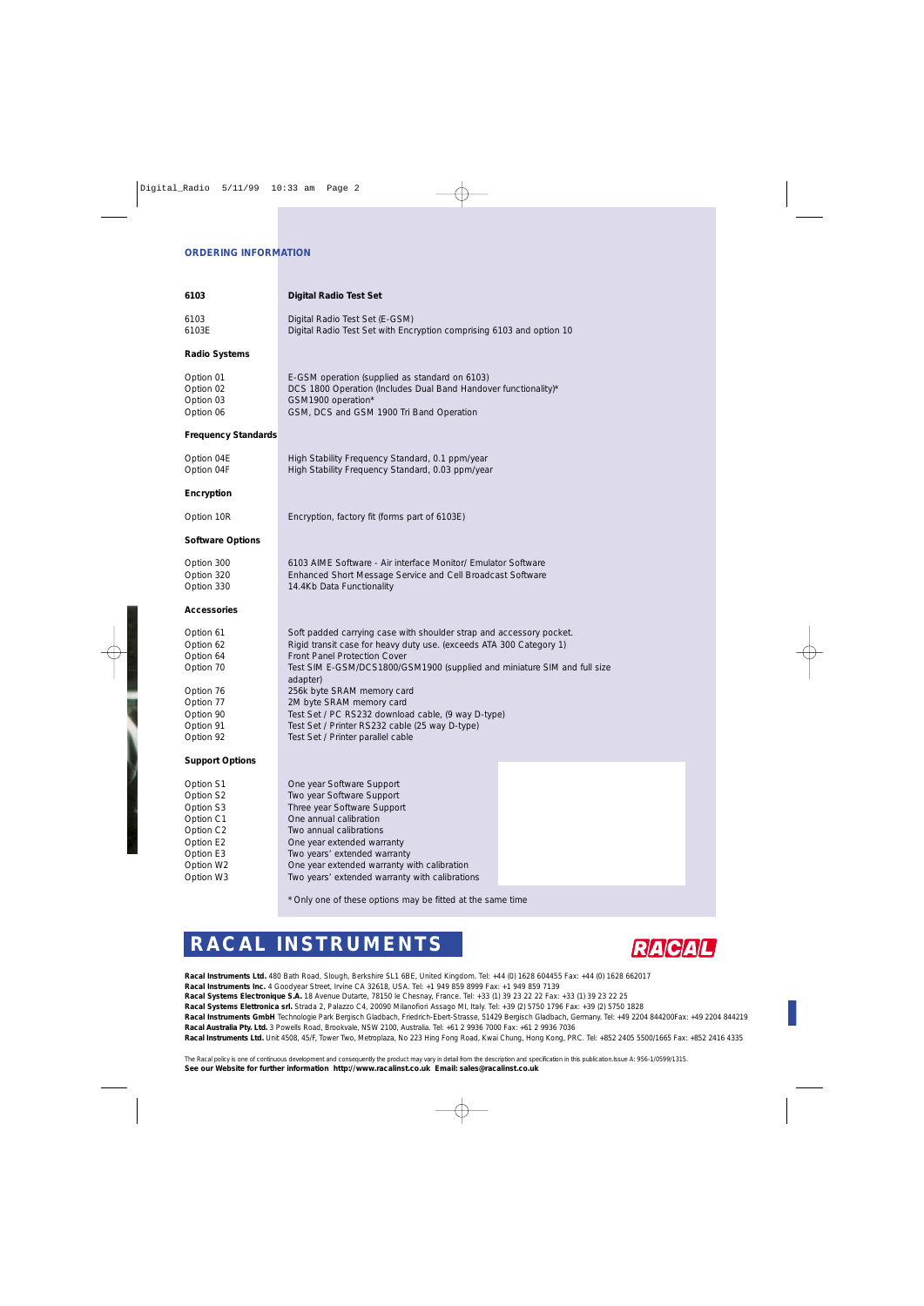## ORDERING INFORMATION

| | |
|---|---|
| **6103** | **Digital Radio Test Set** |
| 6103 | Digital Radio Test Set (E-GSM) |
| 6103E | Digital Radio Test Set with Encryption comprising 6103 and option 10 |
| **Radio Systems** | |
| Option 01 | E-GSM operation (supplied as standard on 6103) |
| Option 02 | DCS 1800 Operation (Includes Dual Band Handover functionality)* |
| Option 03 | GSM1900 operation* |
| Option 06 | GSM, DCS and GSM 1900 Tri Band Operation |
| **Frequency Standards** | |
| Option 04E | High Stability Frequency Standard, 0.1 ppm/year |
| Option 04F | High Stability Frequency Standard, 0.03 ppm/year |
| **Encryption** | |
| Option 10R | Encryption, factory fit (forms part of 6103E) |
| **Software Options** | |
| Option 300 | 6103 AIME Software - Air interface Monitor/ Emulator Software |
| Option 320 | Enhanced Short Message Service and Cell Broadcast Software |
| Option 330 | 14.4Kb Data Functionality |
| **Accessories** | |
| Option 61 | Soft padded carrying case with shoulder strap and accessory pocket. |
| Option 62 | Rigid transit case for heavy duty use. (exceeds ATA 300 Category 1) |
| Option 64 | Front Panel Protection Cover |
| Option 70 | Test SIM E-GSM/DCS1800/GSM1900 (supplied and miniature SIM and full size adapter) |
| Option 76 | 256k byte SRAM memory card |
| Option 77 | 2M byte SRAM memory card |
| Option 90 | Test Set / PC RS232 download cable, (9 way D-type) |
| Option 91 | Test Set / Printer RS232 cable (25 way D-type) |
| Option 92 | Test Set / Printer parallel cable |
| **Support Options** | |
| Option S1 | One year Software Support |
| Option S2 | Two year Software Support |
| Option S3 | Three year Software Support |
| Option C1 | One annual calibration |
| Option C2 | Two annual calibrations |
| Option E2 | One year extended warranty |
| Option E3 | Two years' extended warranty |
| Option W2 | One year extended warranty with calibration |
| Option W3 | Two years' extended warranty with calibrations |

* Only one of these options may be fitted at the same time

**RACAL INSTRUMENTS**

RACAL

**Racal Instruments Ltd.** 480 Bath Road, Slough, Berkshire SL1 6BE, United Kingdom. Tel: +44 (0) 1628 604455 Fax: +44 (0) 1628 662017
**Racal Instruments Inc.** 4 Goodyear Street, Irvine CA 32618, USA. Tel: +1 949 859 8999 Fax: +1 949 859 7139
**Racal Systems Electronique S.A.** 18 Avenue Dutarte, 78150 le Chesnay, France. Tel: +33 (1) 39 23 22 22 Fax: +33 (1) 39 23 22 25
**Racal Systems Elettronica srl.** Strada 2, Palazzo C4, 20090 Milanofiori Assago MI, Italy. Tel: +39 (2) 5750 1796 Fax: +39 (2) 5750 1828
**Racal Instruments GmbH** Technologie Park Bergisch Gladbach, Friedrich-Ebert-Strasse, 51429 Bergisch Gladbach, Germany. Tel: +49 2204 844200Fax: +49 2204 844219
**Racal Australia Pty. Ltd.** 3 Powells Road, Brookvale, NSW 2100, Australia. Tel: +61 2 9936 7000 Fax: +61 2 9936 7036
**Racal Instruments Ltd.** Unit 4508, 45/F, Tower Two, Metroplaza, No 223 Hing Fong Road, Kwai Chung, Hong Kong, PRC. Tel: +852 2405 5500/1665 Fax: +852 2416 4335

The Racal policy is one of continuous development and consequently the product may vary in detail from the description and specification in this publication.Issue A: 956-1/0599/1315.
**See our Website for further information http://www.racalinst.co.uk Email: sales@racalinst.co.uk**